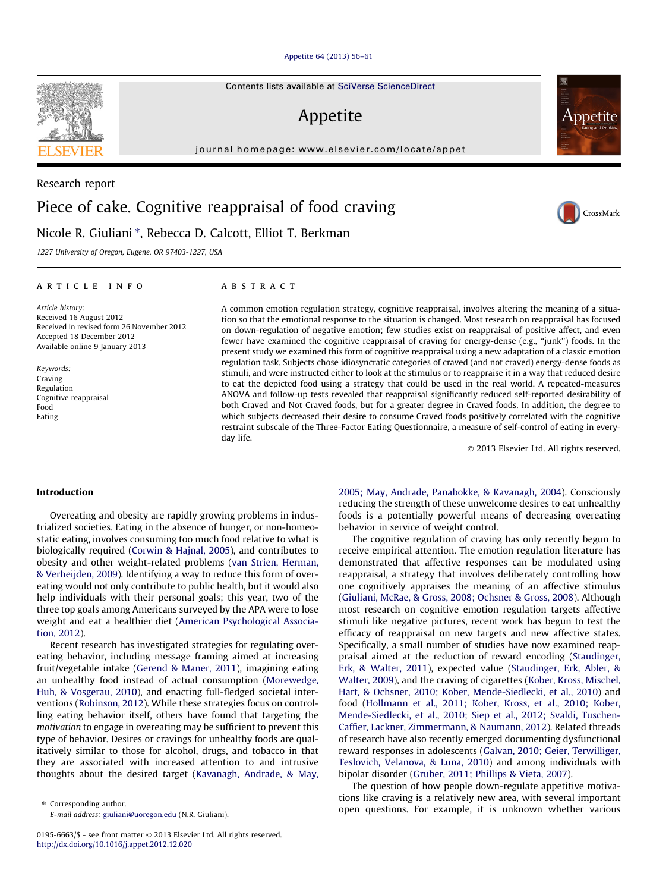Research report

# Piece of cake. Cognitive reappraisal of food craving

Nicole R. Giuliani *, Rebecca D. Calcott, Elliot T. Berkman

1227 University of Oregon, Eugene, OR 97403-1227, USA

**ARTICLE INFO**

*Article history:*
Received 16 August 2012
Received in revised form 26 November 2012
Accepted 18 December 2012
Available online 9 January 2013

*Keywords:*
Craving
Regulation
Cognitive reappraisal
Food
Eating

**ABSTRACT**

A common emotion regulation strategy, cognitive reappraisal, involves altering the meaning of a situation so that the emotional response to the situation is changed. Most research on reappraisal has focused on down-regulation of negative emotion; few studies exist on reappraisal of positive affect, and even fewer have examined the cognitive reappraisal of craving for energy-dense (e.g., "junk") foods. In the present study we examined this form of cognitive reappraisal using a new adaptation of a classic emotion regulation task. Subjects chose idiosyncratic categories of craved (and not craved) energy-dense foods as stimuli, and were instructed either to look at the stimulus or to reappraise it in a way that reduced desire to eat the depicted food using a strategy that could be used in the real world. A repeated-measures ANOVA and follow-up tests revealed that reappraisal significantly reduced self-reported desirability of both Craved and Not Craved foods, but for a greater degree in Craved foods. In addition, the degree to which subjects decreased their desire to consume Craved foods positively correlated with the cognitive restraint subscale of the Three-Factor Eating Questionnaire, a measure of self-control of eating in everyday life.

© 2013 Elsevier Ltd. All rights reserved.

## Introduction

Overeating and obesity are rapidly growing problems in industrialized societies. Eating in the absence of hunger, or non-homeostatic eating, involves consuming too much food relative to what is biologically required (Corwin & Hajnal, 2005), and contributes to obesity and other weight-related problems (van Strien, Herman, & Verheijden, 2009). Identifying a way to reduce this form of overeating would not only contribute to public health, but it would also help individuals with their personal goals; this year, two of the three top goals among Americans surveyed by the APA were to lose weight and eat a healthier diet (American Psychological Association, 2012).

Recent research has investigated strategies for regulating overeating behavior, including message framing aimed at increasing fruit/vegetable intake (Gerend & Maner, 2011), imagining eating an unhealthy food instead of actual consumption (Morewedge, Huh, & Vosgerau, 2010), and enacting full-fledged societal interventions (Robinson, 2012). While these strategies focus on controlling eating behavior itself, others have found that targeting the *motivation* to engage in overeating may be sufficient to prevent this type of behavior. Desires or cravings for unhealthy foods are qualitatively similar to those for alcohol, drugs, and tobacco in that they are associated with increased attention to and intrusive thoughts about the desired target (Kavanagh, Andrade, & May, 2005; May, Andrade, Panabokke, & Kavanagh, 2004). Consciously reducing the strength of these unwelcome desires to eat unhealthy foods is a potentially powerful means of decreasing overeating behavior in service of weight control.

The cognitive regulation of craving has only recently begun to receive empirical attention. The emotion regulation literature has demonstrated that affective responses can be modulated using reappraisal, a strategy that involves deliberately controlling how one cognitively appraises the meaning of an affective stimulus (Giuliani, McRae, & Gross, 2008; Ochsner & Gross, 2008). Although most research on cognitive emotion regulation targets affective stimuli like negative pictures, recent work has begun to test the efficacy of reappraisal on new targets and new affective states. Specifically, a small number of studies have now examined reappraisal aimed at the reduction of reward encoding (Staudinger, Erk, & Walter, 2011), expected value (Staudinger, Erk, Abler, & Walter, 2009), and the craving of cigarettes (Kober, Kross, Mischel, Hart, & Ochsner, 2010; Kober, Mende-Siedlecki, et al., 2010) and food (Hollmann et al., 2011; Kober, Kross, et al., 2010; Kober, Mende-Siedlecki, et al., 2010; Siep et al., 2012; Svaldi, Tuschen-Caffier, Lackner, Zimmermann, & Naumann, 2012). Related threads of research have also recently emerged documenting dysfunctional reward responses in adolescents (Galvan, 2010; Geier, Terwilliger, Teslovich, Velanova, & Luna, 2010) and among individuals with bipolar disorder (Gruber, 2011; Phillips & Vieta, 2007).

The question of how people down-regulate appetitive motivations like craving is a relatively new area, with several important open questions. For example, it is unknown whether various

* Corresponding author.
E-mail address: giuliani@uoregon.edu (N.R. Giuliani).

0195-6663/$ - see front matter © 2013 Elsevier Ltd. All rights reserved.
http://dx.doi.org/10.1016/j.appet.2012.12.020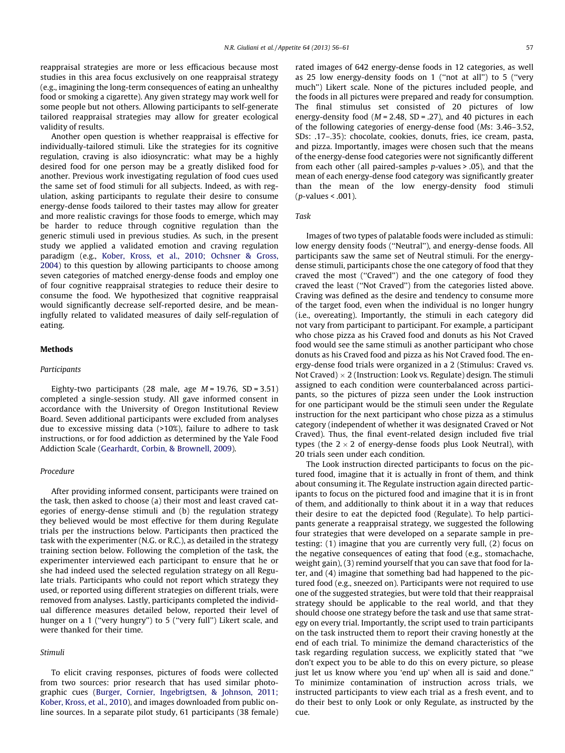reappraisal strategies are more or less efficacious because most studies in this area focus exclusively on one reappraisal strategy (e.g., imagining the long-term consequences of eating an unhealthy food or smoking a cigarette). Any given strategy may work well for some people but not others. Allowing participants to self-generate tailored reappraisal strategies may allow for greater ecological validity of results.

Another open question is whether reappraisal is effective for individually-tailored stimuli. Like the strategies for its cognitive regulation, craving is also idiosyncratic: what may be a highly desired food for one person may be a greatly disliked food for another. Previous work investigating regulation of food cues used the same set of food stimuli for all subjects. Indeed, as with regulation, asking participants to regulate their desire to consume energy-dense foods tailored to their tastes may allow for greater and more realistic cravings for those foods to emerge, which may be harder to reduce through cognitive regulation than the generic stimuli used in previous studies. As such, in the present study we applied a validated emotion and craving regulation paradigm (e.g., Kober, Kross, et al., 2010; Ochsner & Gross, 2004) to this question by allowing participants to choose among seven categories of matched energy-dense foods and employ one of four cognitive reappraisal strategies to reduce their desire to consume the food. We hypothesized that cognitive reappraisal would significantly decrease self-reported desire, and be meaningfully related to validated measures of daily self-regulation of eating.

## Methods

### Participants

Eighty-two participants (28 male, age $M = 19.76$, $SD = 3.51$) completed a single-session study. All gave informed consent in accordance with the University of Oregon Institutional Review Board. Seven additional participants were excluded from analyses due to excessive missing data (>10%), failure to adhere to task instructions, or for food addiction as determined by the Yale Food Addiction Scale (Gearhardt, Corbin, & Brownell, 2009).

### Procedure

After providing informed consent, participants were trained on the task, then asked to choose (a) their most and least craved categories of energy-dense stimuli and (b) the regulation strategy they believed would be most effective for them during Regulate trials per the instructions below. Participants then practiced the task with the experimenter (N.G. or R.C.), as detailed in the strategy training section below. Following the completion of the task, the experimenter interviewed each participant to ensure that he or she had indeed used the selected regulation strategy on all Regulate trials. Participants who could not report which strategy they used, or reported using different strategies on different trials, were removed from analyses. Lastly, participants completed the individual difference measures detailed below, reported their level of hunger on a 1 ("very hungry") to 5 ("very full") Likert scale, and were thanked for their time.

### Stimuli

To elicit craving responses, pictures of foods were collected from two sources: prior research that has used similar photographic cues (Burger, Cornier, Ingebrigtsen, & Johnson, 2011; Kober, Kross, et al., 2010), and images downloaded from public online sources. In a separate pilot study, 61 participants (38 female) rated images of 642 energy-dense foods in 12 categories, as well as 25 low energy-density foods on 1 ("not at all") to 5 ("very much") Likert scale. None of the pictures included people, and the foods in all pictures were prepared and ready for consumption. The final stimulus set consisted of 20 pictures of low energy-density food ($M = 2.48$, $SD = .27$), and 40 pictures in each of the following categories of energy-dense food (*Ms*: 3.46–3.52, SDs: .17–.35): chocolate, cookies, donuts, fries, ice cream, pasta, and pizza. Importantly, images were chosen such that the means of the energy-dense food categories were not significantly different from each other (all paired-samples $p$-values > .05), and that the mean of each energy-dense food category was significantly greater than the mean of the low energy-density food stimuli ($p$-values < .001).

### Task

Images of two types of palatable foods were included as stimuli: low energy density foods ("Neutral"), and energy-dense foods. All participants saw the same set of Neutral stimuli. For the energy-dense stimuli, participants chose the one category of food that they craved the most ("Craved") and the one category of food they craved the least ("Not Craved") from the categories listed above. Craving was defined as the desire and tendency to consume more of the target food, even when the individual is no longer hungry (i.e., overeating). Importantly, the stimuli in each category did not vary from participant to participant. For example, a participant who chose pizza as his Craved food and donuts as his Not Craved food would see the same stimuli as another participant who chose donuts as his Craved food and pizza as his Not Craved food. The energy-dense food trials were organized in a 2 (Stimulus: Craved vs. Not Craved) $\times$ 2 (Instruction: Look vs. Regulate) design. The stimuli assigned to each condition were counterbalanced across participants, so the pictures of pizza seen under the Look instruction for one participant would be the stimuli seen under the Regulate instruction for the next participant who chose pizza as a stimulus category (independent of whether it was designated Craved or Not Craved). Thus, the final event-related design included five trial types (the $2 \times 2$ of energy-dense foods plus Look Neutral), with 20 trials seen under each condition.

The Look instruction directed participants to focus on the pictured food, imagine that it is actually in front of them, and think about consuming it. The Regulate instruction again directed participants to focus on the pictured food and imagine that it is in front of them, and additionally to think about it in a way that reduces their desire to eat the depicted food (Regulate). To help participants generate a reappraisal strategy, we suggested the following four strategies that were developed on a separate sample in pretesting: (1) imagine that you are currently very full, (2) focus on the negative consequences of eating that food (e.g., stomachache, weight gain), (3) remind yourself that you can save that food for later, and (4) imagine that something bad had happened to the pictured food (e.g., sneezed on). Participants were not required to use one of the suggested strategies, but were told that their reappraisal strategy should be applicable to the real world, and that they should choose one strategy before the task and use that same strategy on every trial. Importantly, the script used to train participants on the task instructed them to report their craving honestly at the end of each trial. To minimize the demand characteristics of the task regarding regulation success, we explicitly stated that "we don't expect you to be able to do this on every picture, so please just let us know where you 'end up' when all is said and done." To minimize contamination of instruction across trials, we instructed participants to view each trial as a fresh event, and to do their best to only Look or only Regulate, as instructed by the cue.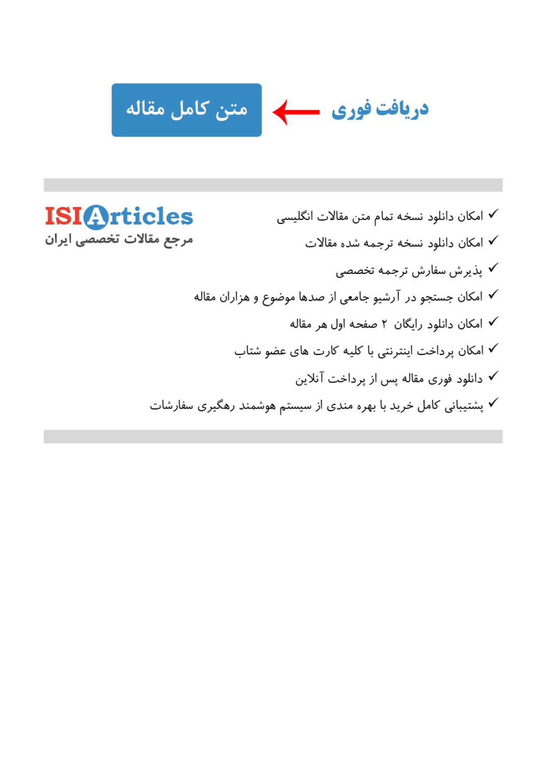دریافت فوری ← **متن کامل مقاله**

**ISIArticles**
مرجع مقالات تخصصی ایران

- ✓ امکان دانلود نسخه تمام متن مقالات انگلیسی
- ✓ امکان دانلود نسخه ترجمه شده مقالات
- ✓ پذیرش سفارش ترجمه تخصصی
- ✓ امکان جستجو در آرشیو جامعی از صدها موضوع و هزاران مقاله
- ✓ امکان دانلود رایگان ۲ صفحه اول هر مقاله
- ✓ امکان پرداخت اینترنتی با کلیه کارت های عضو شتاب
- ✓ دانلود فوری مقاله پس از پرداخت آنلاین
- ✓ پشتیبانی کامل خرید با بهره مندی از سیستم هوشمند رهگیری سفارشات